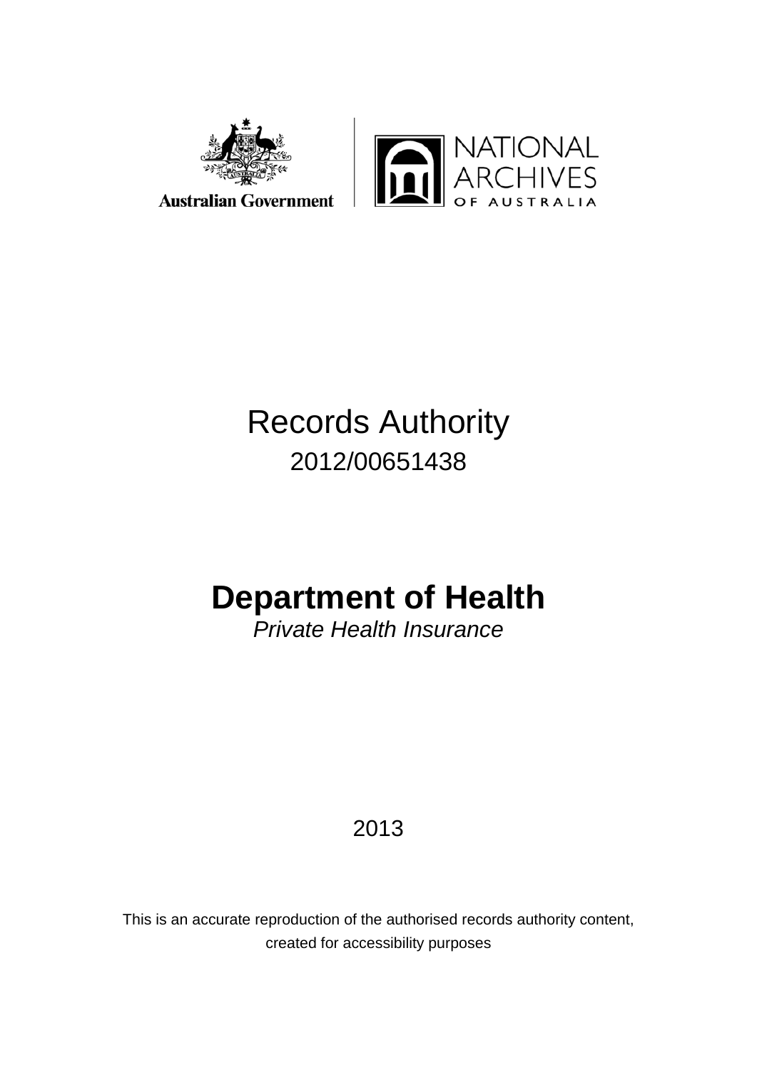Australian Government

NATIONAL ARCHIVES OF AUSTRALIA

# Records Authority

2012/00651438

# Department of Health

*Private Health Insurance*

2013

This is an accurate reproduction of the authorised records authority content, created for accessibility purposes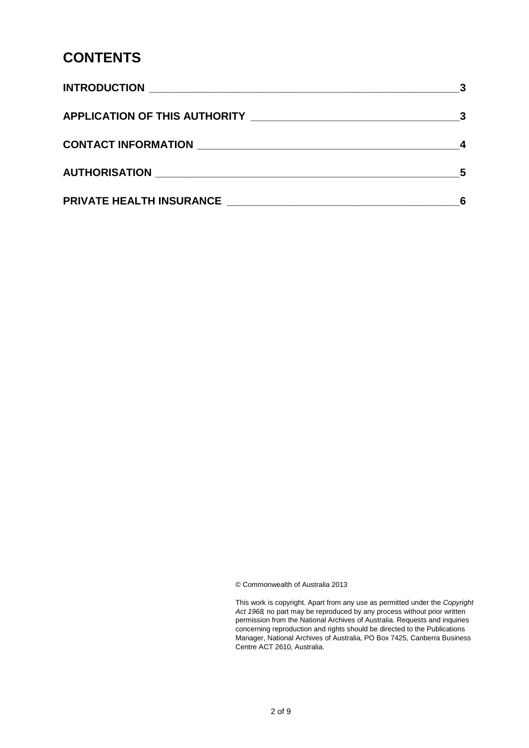# CONTENTS

| | |
|---|---|
| **INTRODUCTION** | **3** |
| **APPLICATION OF THIS AUTHORITY** | **3** |
| **CONTACT INFORMATION** | **4** |
| **AUTHORISATION** | **5** |
| **PRIVATE HEALTH INSURANCE** | **6** |

© Commonwealth of Australia 2013

This work is copyright. Apart from any use as permitted under the *Copyright Act 1968*, no part may be reproduced by any process without prior written permission from the National Archives of Australia. Requests and inquiries concerning reproduction and rights should be directed to the Publications Manager, National Archives of Australia, PO Box 7425, Canberra Business Centre ACT 2610, Australia.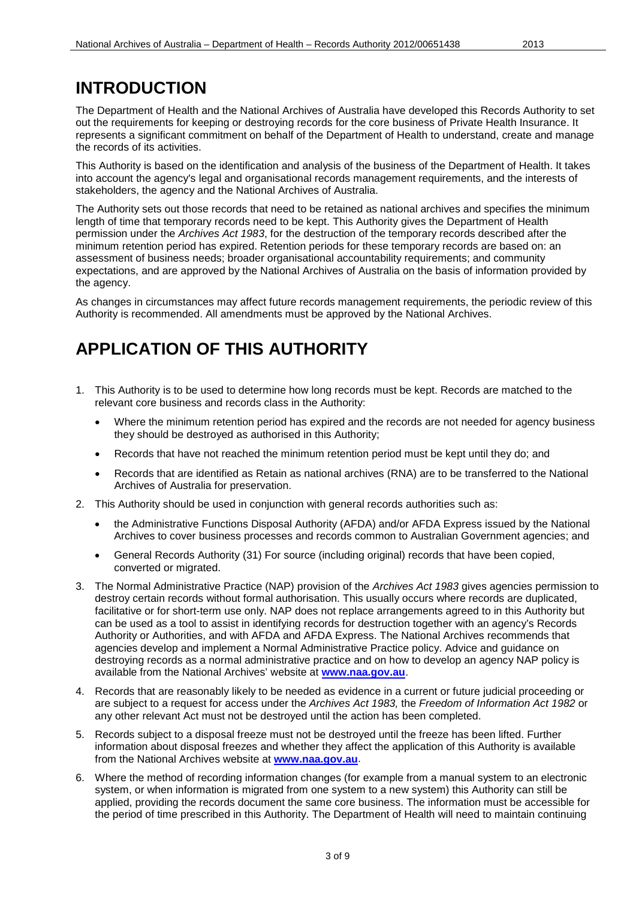# INTRODUCTION

The Department of Health and the National Archives of Australia have developed this Records Authority to set out the requirements for keeping or destroying records for the core business of Private Health Insurance. It represents a significant commitment on behalf of the Department of Health to understand, create and manage the records of its activities.

This Authority is based on the identification and analysis of the business of the Department of Health. It takes into account the agency's legal and organisational records management requirements, and the interests of stakeholders, the agency and the National Archives of Australia.

The Authority sets out those records that need to be retained as national archives and specifies the minimum length of time that temporary records need to be kept. This Authority gives the Department of Health permission under the *Archives Act 1983*, for the destruction of the temporary records described after the minimum retention period has expired. Retention periods for these temporary records are based on: an assessment of business needs; broader organisational accountability requirements; and community expectations, and are approved by the National Archives of Australia on the basis of information provided by the agency.

As changes in circumstances may affect future records management requirements, the periodic review of this Authority is recommended. All amendments must be approved by the National Archives.

# APPLICATION OF THIS AUTHORITY

1. This Authority is to be used to determine how long records must be kept. Records are matched to the relevant core business and records class in the Authority:
   - Where the minimum retention period has expired and the records are not needed for agency business they should be destroyed as authorised in this Authority;
   - Records that have not reached the minimum retention period must be kept until they do; and
   - Records that are identified as Retain as national archives (RNA) are to be transferred to the National Archives of Australia for preservation.
2. This Authority should be used in conjunction with general records authorities such as:
   - the Administrative Functions Disposal Authority (AFDA) and/or AFDA Express issued by the National Archives to cover business processes and records common to Australian Government agencies; and
   - General Records Authority (31) For source (including original) records that have been copied, converted or migrated.
3. The Normal Administrative Practice (NAP) provision of the *Archives Act 1983* gives agencies permission to destroy certain records without formal authorisation. This usually occurs where records are duplicated, facilitative or for short-term use only. NAP does not replace arrangements agreed to in this Authority but can be used as a tool to assist in identifying records for destruction together with an agency's Records Authority or Authorities, and with AFDA and AFDA Express. The National Archives recommends that agencies develop and implement a Normal Administrative Practice policy. Advice and guidance on destroying records as a normal administrative practice and on how to develop an agency NAP policy is available from the National Archives' website at **www.naa.gov.au**.
4. Records that are reasonably likely to be needed as evidence in a current or future judicial proceeding or are subject to a request for access under the *Archives Act 1983,* the *Freedom of Information Act 1982* or any other relevant Act must not be destroyed until the action has been completed.
5. Records subject to a disposal freeze must not be destroyed until the freeze has been lifted. Further information about disposal freezes and whether they affect the application of this Authority is available from the National Archives website at **www.naa.gov.au**.
6. Where the method of recording information changes (for example from a manual system to an electronic system, or when information is migrated from one system to a new system) this Authority can still be applied, providing the records document the same core business. The information must be accessible for the period of time prescribed in this Authority. The Department of Health will need to maintain continuing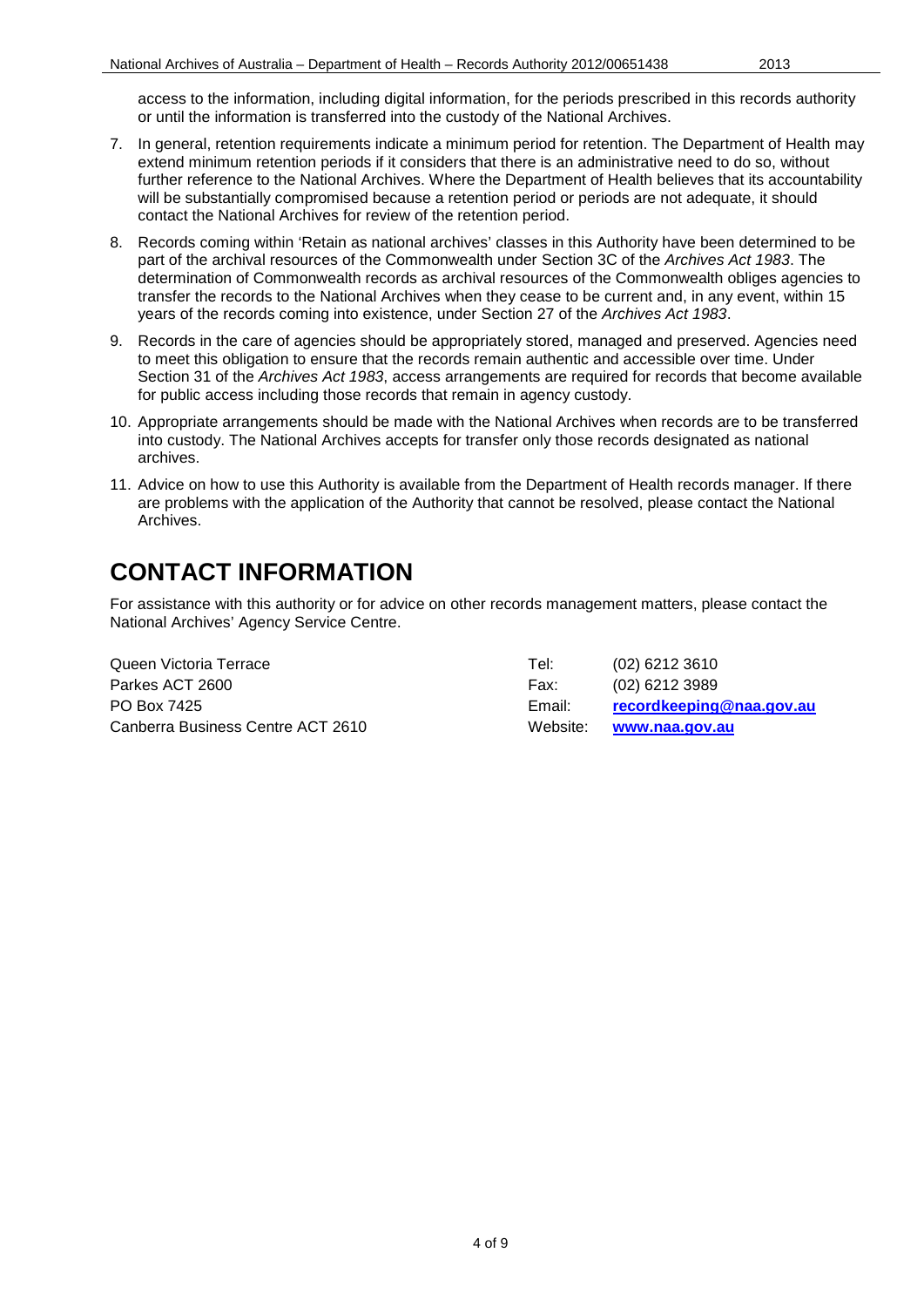access to the information, including digital information, for the periods prescribed in this records authority or until the information is transferred into the custody of the National Archives.

7. In general, retention requirements indicate a minimum period for retention. The Department of Health may extend minimum retention periods if it considers that there is an administrative need to do so, without further reference to the National Archives. Where the Department of Health believes that its accountability will be substantially compromised because a retention period or periods are not adequate, it should contact the National Archives for review of the retention period.
8. Records coming within 'Retain as national archives' classes in this Authority have been determined to be part of the archival resources of the Commonwealth under Section 3C of the *Archives Act 1983*. The determination of Commonwealth records as archival resources of the Commonwealth obliges agencies to transfer the records to the National Archives when they cease to be current and, in any event, within 15 years of the records coming into existence, under Section 27 of the *Archives Act 1983*.
9. Records in the care of agencies should be appropriately stored, managed and preserved. Agencies need to meet this obligation to ensure that the records remain authentic and accessible over time. Under Section 31 of the *Archives Act 1983*, access arrangements are required for records that become available for public access including those records that remain in agency custody.
10. Appropriate arrangements should be made with the National Archives when records are to be transferred into custody. The National Archives accepts for transfer only those records designated as national archives.
11. Advice on how to use this Authority is available from the Department of Health records manager. If there are problems with the application of the Authority that cannot be resolved, please contact the National Archives.

# CONTACT INFORMATION

For assistance with this authority or for advice on other records management matters, please contact the National Archives' Agency Service Centre.

Queen Victoria Terrace
Parkes ACT 2600
PO Box 7425
Canberra Business Centre ACT 2610

Tel: (02) 6212 3610
Fax: (02) 6212 3989
Email: **recordkeeping@naa.gov.au**
Website: **www.naa.gov.au**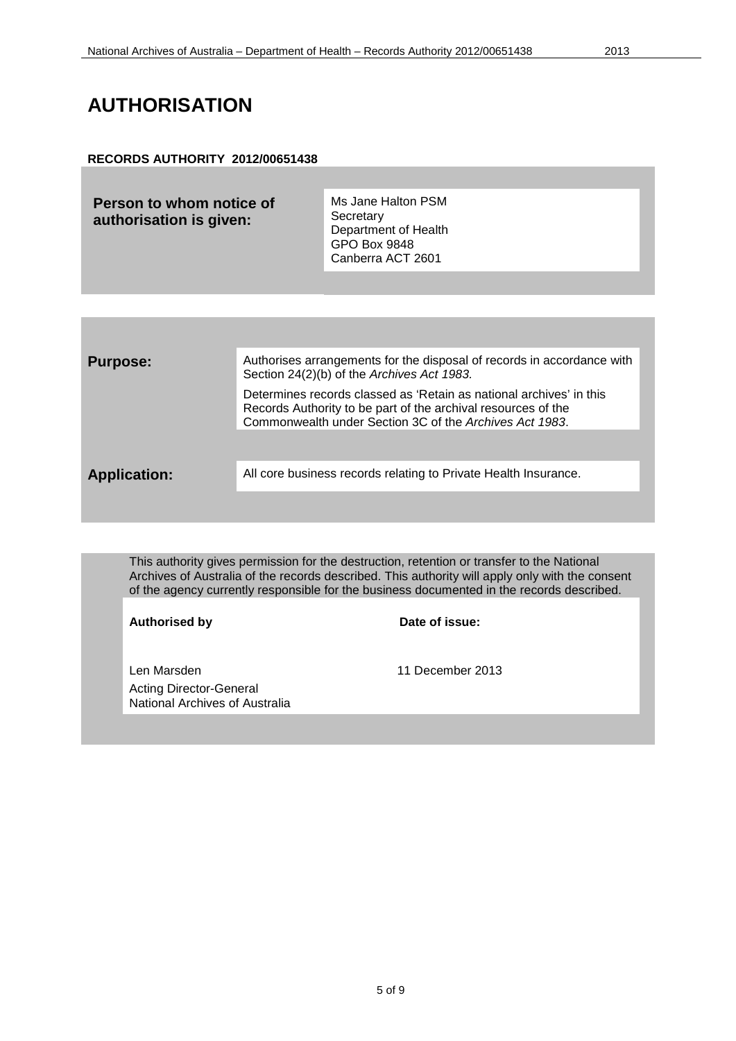# AUTHORISATION

**RECORDS AUTHORITY 2012/00651438**

| **Person to whom notice of authorisation is given:** | Ms Jane Halton PSM<br>Secretary<br>Department of Health<br>GPO Box 9848<br>Canberra ACT 2601 |
|---|---|

| | |
|---|---|
| **Purpose:** | Authorises arrangements for the disposal of records in accordance with Section 24(2)(b) of the *Archives Act 1983.*<br><br>Determines records classed as 'Retain as national archives' in this Records Authority to be part of the archival resources of the Commonwealth under Section 3C of the *Archives Act 1983*. |
| **Application:** | All core business records relating to Private Health Insurance. |

This authority gives permission for the destruction, retention or transfer to the National Archives of Australia of the records described. This authority will apply only with the consent of the agency currently responsible for the business documented in the records described.

| **Authorised by** | **Date of issue:** |
|---|---|
| Len Marsden<br>Acting Director-General<br>National Archives of Australia | 11 December 2013 |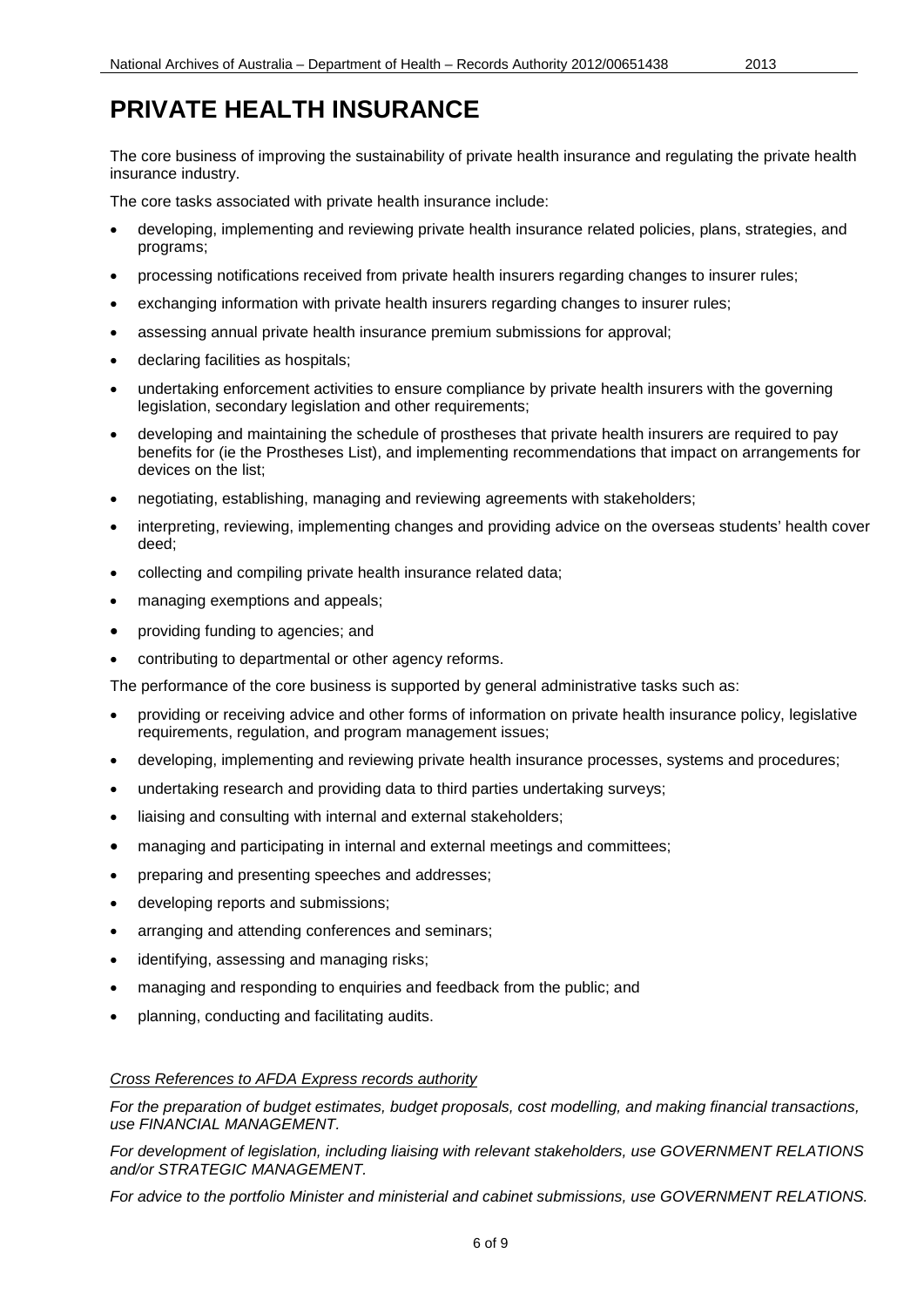# PRIVATE HEALTH INSURANCE

The core business of improving the sustainability of private health insurance and regulating the private health insurance industry.

The core tasks associated with private health insurance include:

- developing, implementing and reviewing private health insurance related policies, plans, strategies, and programs;
- processing notifications received from private health insurers regarding changes to insurer rules;
- exchanging information with private health insurers regarding changes to insurer rules;
- assessing annual private health insurance premium submissions for approval;
- declaring facilities as hospitals;
- undertaking enforcement activities to ensure compliance by private health insurers with the governing legislation, secondary legislation and other requirements;
- developing and maintaining the schedule of prostheses that private health insurers are required to pay benefits for (ie the Prostheses List), and implementing recommendations that impact on arrangements for devices on the list;
- negotiating, establishing, managing and reviewing agreements with stakeholders;
- interpreting, reviewing, implementing changes and providing advice on the overseas students' health cover deed;
- collecting and compiling private health insurance related data;
- managing exemptions and appeals;
- providing funding to agencies; and
- contributing to departmental or other agency reforms.

The performance of the core business is supported by general administrative tasks such as:

- providing or receiving advice and other forms of information on private health insurance policy, legislative requirements, regulation, and program management issues;
- developing, implementing and reviewing private health insurance processes, systems and procedures;
- undertaking research and providing data to third parties undertaking surveys;
- liaising and consulting with internal and external stakeholders;
- managing and participating in internal and external meetings and committees;
- preparing and presenting speeches and addresses;
- developing reports and submissions;
- arranging and attending conferences and seminars;
- identifying, assessing and managing risks;
- managing and responding to enquiries and feedback from the public; and
- planning, conducting and facilitating audits.

*Cross References to AFDA Express records authority*

*For the preparation of budget estimates, budget proposals, cost modelling, and making financial transactions, use FINANCIAL MANAGEMENT.*

*For development of legislation, including liaising with relevant stakeholders, use GOVERNMENT RELATIONS and/or STRATEGIC MANAGEMENT.*

*For advice to the portfolio Minister and ministerial and cabinet submissions, use GOVERNMENT RELATIONS.*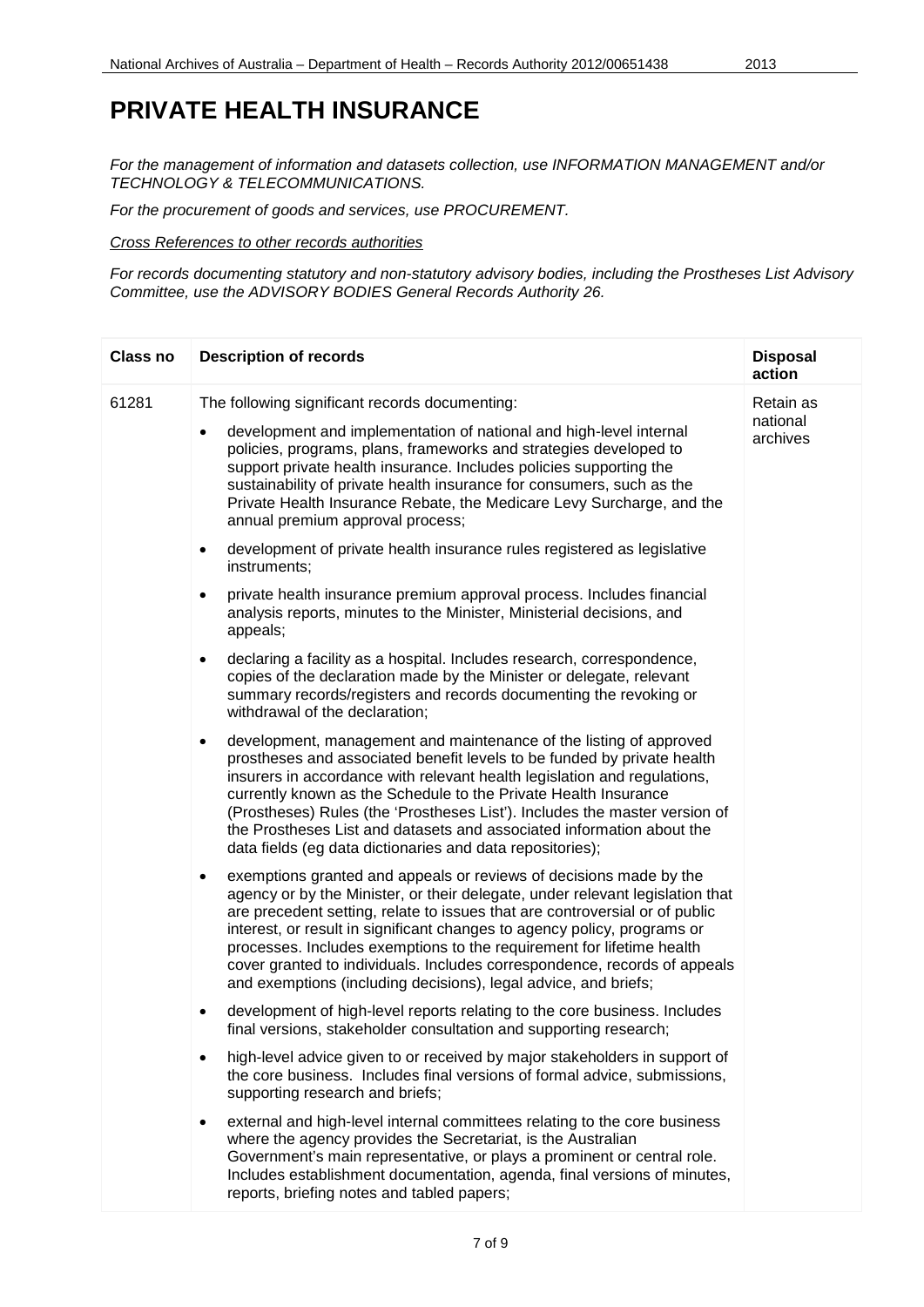# PRIVATE HEALTH INSURANCE

*For the management of information and datasets collection, use INFORMATION MANAGEMENT and/or TECHNOLOGY & TELECOMMUNICATIONS.*

*For the procurement of goods and services, use PROCUREMENT.*

*Cross References to other records authorities*

*For records documenting statutory and non-statutory advisory bodies, including the Prostheses List Advisory Committee, use the ADVISORY BODIES General Records Authority 26.*

| Class no | Description of records | Disposal action |
|---|---|---|
| 61281 | The following significant records documenting:<br>• development and implementation of national and high-level internal policies, programs, plans, frameworks and strategies developed to support private health insurance. Includes policies supporting the sustainability of private health insurance for consumers, such as the Private Health Insurance Rebate, the Medicare Levy Surcharge, and the annual premium approval process;<br>• development of private health insurance rules registered as legislative instruments;<br>• private health insurance premium approval process. Includes financial analysis reports, minutes to the Minister, Ministerial decisions, and appeals;<br>• declaring a facility as a hospital. Includes research, correspondence, copies of the declaration made by the Minister or delegate, relevant summary records/registers and records documenting the revoking or withdrawal of the declaration;<br>• development, management and maintenance of the listing of approved prostheses and associated benefit levels to be funded by private health insurers in accordance with relevant health legislation and regulations, currently known as the Schedule to the Private Health Insurance (Prostheses) Rules (the 'Prostheses List'). Includes the master version of the Prostheses List and datasets and associated information about the data fields (eg data dictionaries and data repositories);<br>• exemptions granted and appeals or reviews of decisions made by the agency or by the Minister, or their delegate, under relevant legislation that are precedent setting, relate to issues that are controversial or of public interest, or result in significant changes to agency policy, programs or processes. Includes exemptions to the requirement for lifetime health cover granted to individuals. Includes correspondence, records of appeals and exemptions (including decisions), legal advice, and briefs;<br>• development of high-level reports relating to the core business. Includes final versions, stakeholder consultation and supporting research;<br>• high-level advice given to or received by major stakeholders in support of the core business. Includes final versions of formal advice, submissions, supporting research and briefs;<br>• external and high-level internal committees relating to the core business where the agency provides the Secretariat, is the Australian Government's main representative, or plays a prominent or central role. Includes establishment documentation, agenda, final versions of minutes, reports, briefing notes and tabled papers; | Retain as national archives |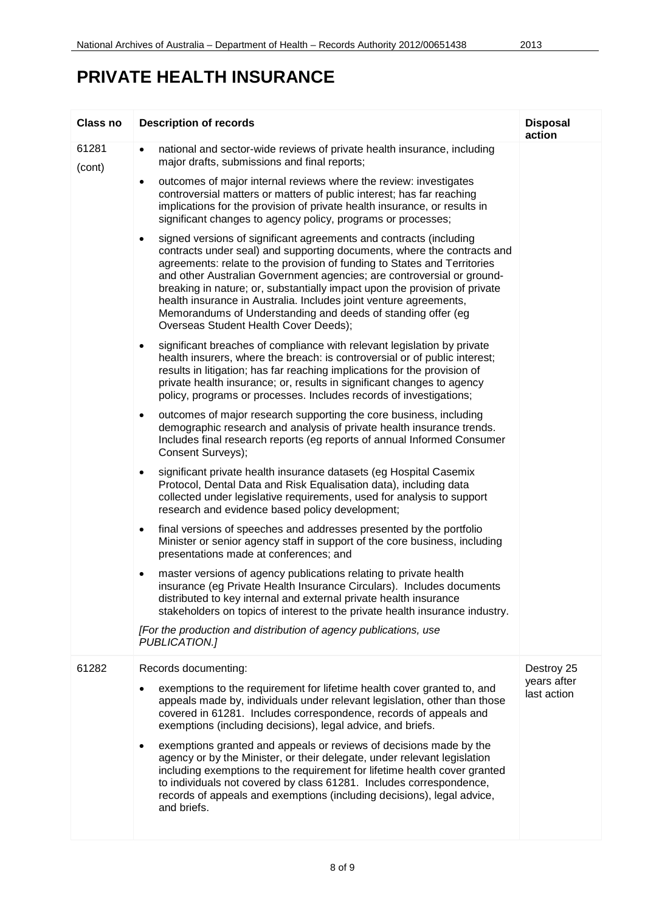# PRIVATE HEALTH INSURANCE

| Class no | Description of records | Disposal action |
|---|---|---|
| 61281 (cont) | • national and sector-wide reviews of private health insurance, including major drafts, submissions and final reports;<br>• outcomes of major internal reviews where the review: investigates controversial matters or matters of public interest; has far reaching implications for the provision of private health insurance, or results in significant changes to agency policy, programs or processes;<br>• signed versions of significant agreements and contracts (including contracts under seal) and supporting documents, where the contracts and agreements: relate to the provision of funding to States and Territories and other Australian Government agencies; are controversial or ground-breaking in nature; or, substantially impact upon the provision of private health insurance in Australia. Includes joint venture agreements, Memorandums of Understanding and deeds of standing offer (eg Overseas Student Health Cover Deeds);<br>• significant breaches of compliance with relevant legislation by private health insurers, where the breach: is controversial or of public interest; results in litigation; has far reaching implications for the provision of private health insurance; or, results in significant changes to agency policy, programs or processes. Includes records of investigations;<br>• outcomes of major research supporting the core business, including demographic research and analysis of private health insurance trends. Includes final research reports (eg reports of annual Informed Consumer Consent Surveys);<br>• significant private health insurance datasets (eg Hospital Casemix Protocol, Dental Data and Risk Equalisation data), including data collected under legislative requirements, used for analysis to support research and evidence based policy development;<br>• final versions of speeches and addresses presented by the portfolio Minister or senior agency staff in support of the core business, including presentations made at conferences; and<br>• master versions of agency publications relating to private health insurance (eg Private Health Insurance Circulars). Includes documents distributed to key internal and external private health insurance stakeholders on topics of interest to the private health insurance industry.<br>*[For the production and distribution of agency publications, use PUBLICATION.]* | |
| 61282 | Records documenting:<br>• exemptions to the requirement for lifetime health cover granted to, and appeals made by, individuals under relevant legislation, other than those covered in 61281. Includes correspondence, records of appeals and exemptions (including decisions), legal advice, and briefs.<br>• exemptions granted and appeals or reviews of decisions made by the agency or by the Minister, or their delegate, under relevant legislation including exemptions to the requirement for lifetime health cover granted to individuals not covered by class 61281. Includes correspondence, records of appeals and exemptions (including decisions), legal advice, and briefs. | Destroy 25 years after last action |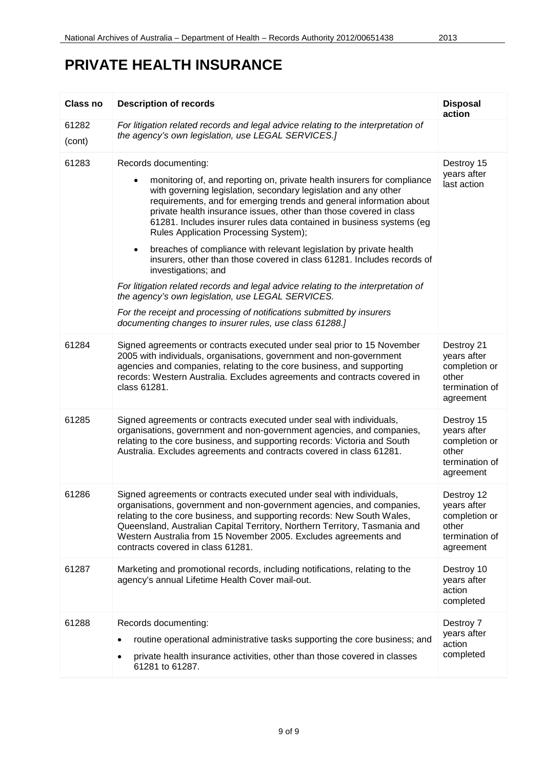# PRIVATE HEALTH INSURANCE

| Class no | Description of records | Disposal action |
|---|---|---|
| 61282 (cont) | *For litigation related records and legal advice relating to the interpretation of the agency's own legislation, use LEGAL SERVICES.]* | |
| 61283 | Records documenting:<br>• monitoring of, and reporting on, private health insurers for compliance with governing legislation, secondary legislation and any other requirements, and for emerging trends and general information about private health insurance issues, other than those covered in class 61281. Includes insurer rules data contained in business systems (eg Rules Application Processing System);<br>• breaches of compliance with relevant legislation by private health insurers, other than those covered in class 61281. Includes records of investigations; and<br>*For litigation related records and legal advice relating to the interpretation of the agency's own legislation, use LEGAL SERVICES.*<br>*For the receipt and processing of notifications submitted by insurers documenting changes to insurer rules, use class 61288.]* | Destroy 15 years after last action |
| 61284 | Signed agreements or contracts executed under seal prior to 15 November 2005 with individuals, organisations, government and non-government agencies and companies, relating to the core business, and supporting records: Western Australia. Excludes agreements and contracts covered in class 61281. | Destroy 21 years after completion or other termination of agreement |
| 61285 | Signed agreements or contracts executed under seal with individuals, organisations, government and non-government agencies, and companies, relating to the core business, and supporting records: Victoria and South Australia. Excludes agreements and contracts covered in class 61281. | Destroy 15 years after completion or other termination of agreement |
| 61286 | Signed agreements or contracts executed under seal with individuals, organisations, government and non-government agencies, and companies, relating to the core business, and supporting records: New South Wales, Queensland, Australian Capital Territory, Northern Territory, Tasmania and Western Australia from 15 November 2005. Excludes agreements and contracts covered in class 61281. | Destroy 12 years after completion or other termination of agreement |
| 61287 | Marketing and promotional records, including notifications, relating to the agency's annual Lifetime Health Cover mail-out. | Destroy 10 years after action completed |
| 61288 | Records documenting:<br>• routine operational administrative tasks supporting the core business; and<br>• private health insurance activities, other than those covered in classes 61281 to 61287. | Destroy 7 years after action completed |